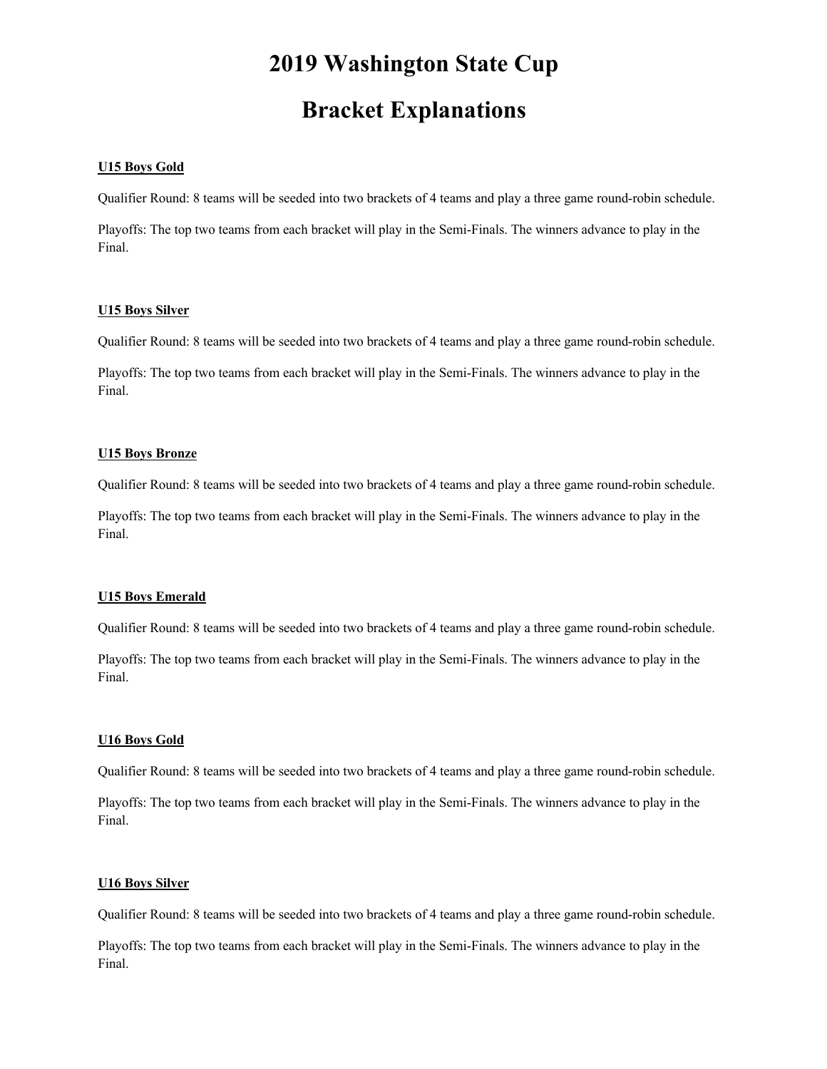# 2019 Washington State Cup

# Bracket Explanations

**U15 Boys Gold**

Qualifier Round: 8 teams will be seeded into two brackets of 4 teams and play a three game round-robin schedule.

Playoffs: The top two teams from each bracket will play in the Semi-Finals. The winners advance to play in the Final.

**U15 Boys Silver**

Qualifier Round: 8 teams will be seeded into two brackets of 4 teams and play a three game round-robin schedule.

Playoffs: The top two teams from each bracket will play in the Semi-Finals. The winners advance to play in the Final.

**U15 Boys Bronze**

Qualifier Round: 8 teams will be seeded into two brackets of 4 teams and play a three game round-robin schedule.

Playoffs: The top two teams from each bracket will play in the Semi-Finals. The winners advance to play in the Final.

**U15 Boys Emerald**

Qualifier Round: 8 teams will be seeded into two brackets of 4 teams and play a three game round-robin schedule.

Playoffs: The top two teams from each bracket will play in the Semi-Finals. The winners advance to play in the Final.

**U16 Boys Gold**

Qualifier Round: 8 teams will be seeded into two brackets of 4 teams and play a three game round-robin schedule.

Playoffs: The top two teams from each bracket will play in the Semi-Finals. The winners advance to play in the Final.

**U16 Boys Silver**

Qualifier Round: 8 teams will be seeded into two brackets of 4 teams and play a three game round-robin schedule.

Playoffs: The top two teams from each bracket will play in the Semi-Finals. The winners advance to play in the Final.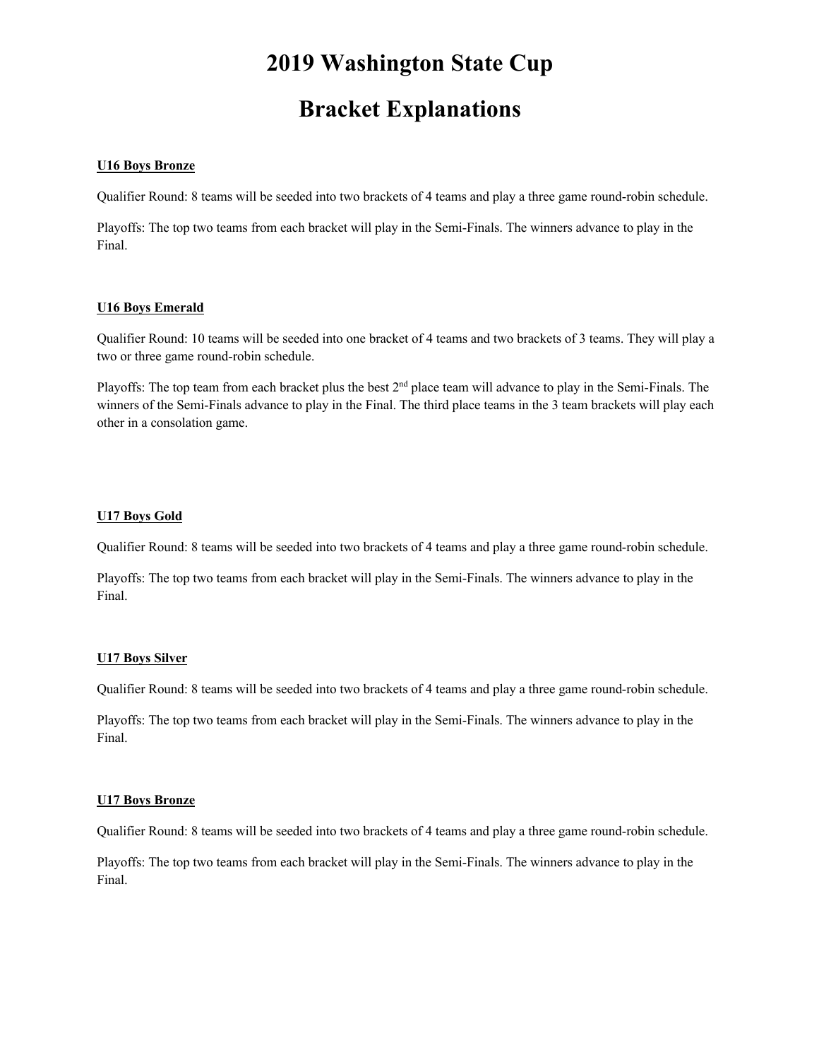# 2019 Washington State Cup

# Bracket Explanations

**U16 Boys Bronze**

Qualifier Round: 8 teams will be seeded into two brackets of 4 teams and play a three game round-robin schedule.

Playoffs: The top two teams from each bracket will play in the Semi-Finals. The winners advance to play in the Final.

**U16 Boys Emerald**

Qualifier Round: 10 teams will be seeded into one bracket of 4 teams and two brackets of 3 teams. They will play a two or three game round-robin schedule.

Playoffs: The top team from each bracket plus the best 2nd place team will advance to play in the Semi-Finals. The winners of the Semi-Finals advance to play in the Final. The third place teams in the 3 team brackets will play each other in a consolation game.

**U17 Boys Gold**

Qualifier Round: 8 teams will be seeded into two brackets of 4 teams and play a three game round-robin schedule.

Playoffs: The top two teams from each bracket will play in the Semi-Finals. The winners advance to play in the Final.

**U17 Boys Silver**

Qualifier Round: 8 teams will be seeded into two brackets of 4 teams and play a three game round-robin schedule.

Playoffs: The top two teams from each bracket will play in the Semi-Finals. The winners advance to play in the Final.

**U17 Boys Bronze**

Qualifier Round: 8 teams will be seeded into two brackets of 4 teams and play a three game round-robin schedule.

Playoffs: The top two teams from each bracket will play in the Semi-Finals. The winners advance to play in the Final.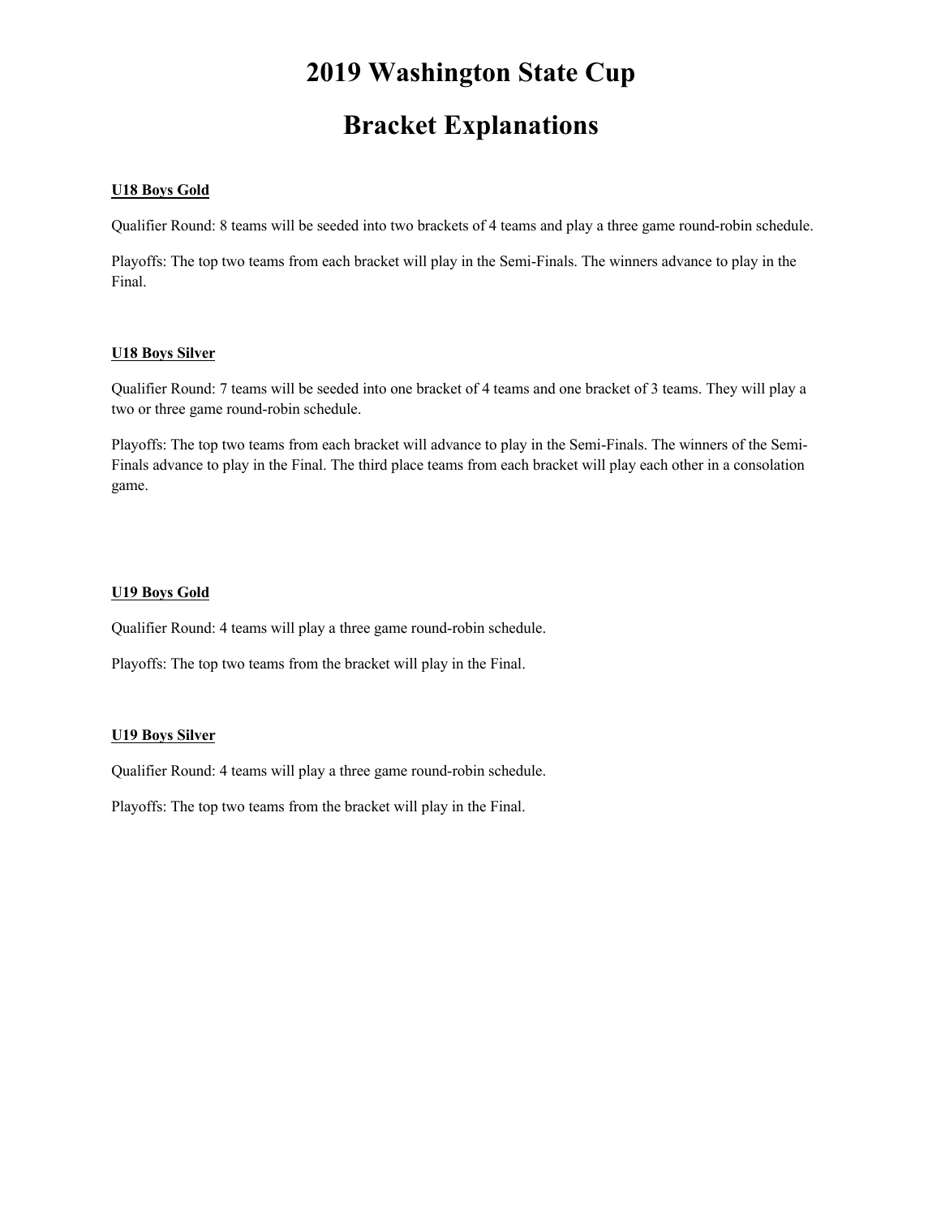# 2019 Washington State Cup

# Bracket Explanations

**U18 Boys Gold**

Qualifier Round: 8 teams will be seeded into two brackets of 4 teams and play a three game round-robin schedule.

Playoffs: The top two teams from each bracket will play in the Semi-Finals. The winners advance to play in the Final.

**U18 Boys Silver**

Qualifier Round: 7 teams will be seeded into one bracket of 4 teams and one bracket of 3 teams. They will play a two or three game round-robin schedule.

Playoffs: The top two teams from each bracket will advance to play in the Semi-Finals. The winners of the Semi-Finals advance to play in the Final. The third place teams from each bracket will play each other in a consolation game.

**U19 Boys Gold**

Qualifier Round: 4 teams will play a three game round-robin schedule.

Playoffs: The top two teams from the bracket will play in the Final.

**U19 Boys Silver**

Qualifier Round: 4 teams will play a three game round-robin schedule.

Playoffs: The top two teams from the bracket will play in the Final.